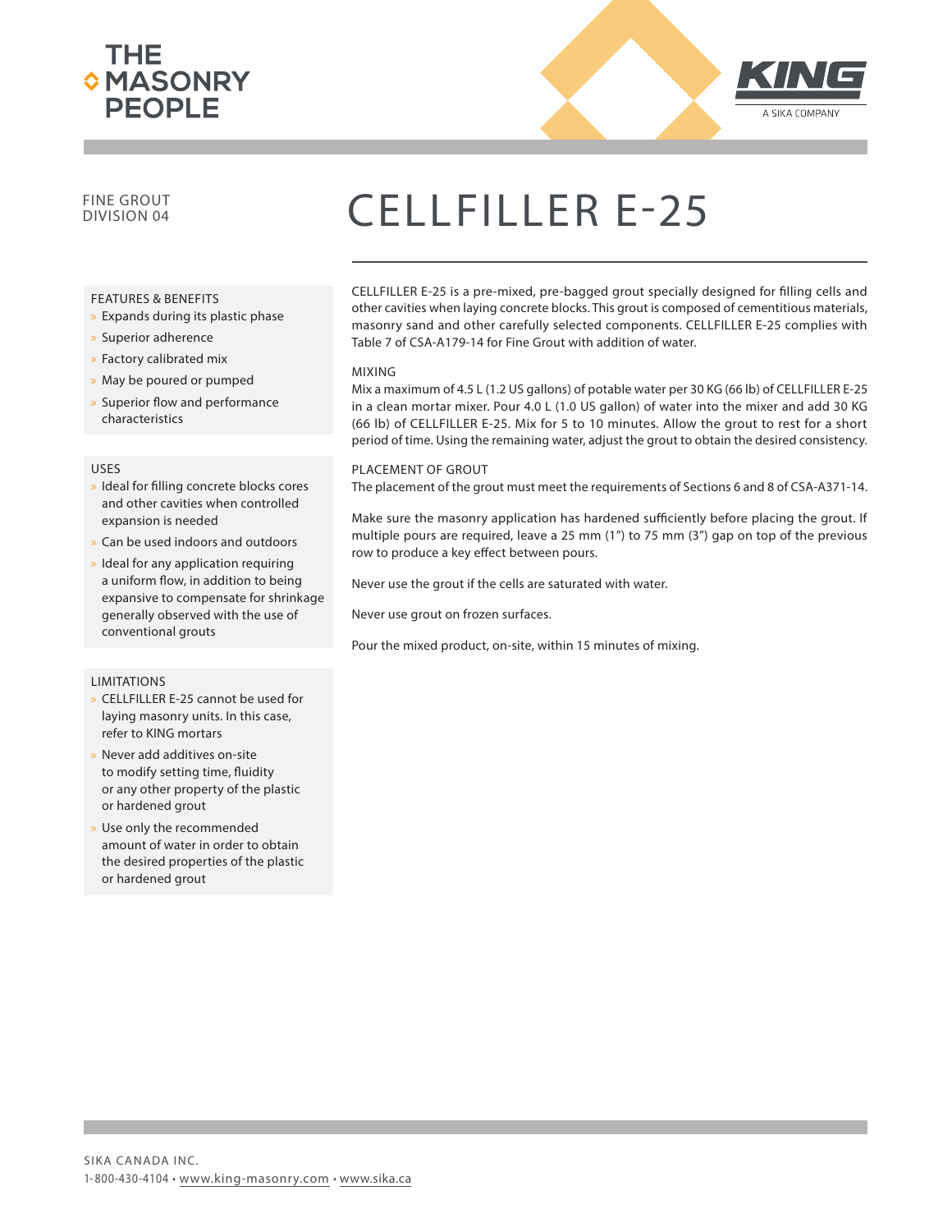THE MASONRY PEOPLE

KING
A SIKA COMPANY

FINE GROUT
DIVISION 04

# CELLFILLER E-25

CELLFILLER E-25 is a pre-mixed, pre-bagged grout specially designed for filling cells and other cavities when laying concrete blocks. This grout is composed of cementitious materials, masonry sand and other carefully selected components. CELLFILLER E-25 complies with Table 7 of CSA-A179-14 for Fine Grout with addition of water.

## FEATURES & BENEFITS

- Expands during its plastic phase
- Superior adherence
- Factory calibrated mix
- May be poured or pumped
- Superior flow and performance characteristics

## USES

- Ideal for filling concrete blocks cores and other cavities when controlled expansion is needed
- Can be used indoors and outdoors
- Ideal for any application requiring a uniform flow, in addition to being expansive to compensate for shrinkage generally observed with the use of conventional grouts

## LIMITATIONS

- CELLFILLER E-25 cannot be used for laying masonry units. In this case, refer to KING mortars
- Never add additives on-site to modify setting time, fluidity or any other property of the plastic or hardened grout
- Use only the recommended amount of water in order to obtain the desired properties of the plastic or hardened grout

## MIXING

Mix a maximum of 4.5 L (1.2 US gallons) of potable water per 30 KG (66 lb) of CELLFILLER E-25 in a clean mortar mixer. Pour 4.0 L (1.0 US gallon) of water into the mixer and add 30 KG (66 lb) of CELLFILLER E-25. Mix for 5 to 10 minutes. Allow the grout to rest for a short period of time. Using the remaining water, adjust the grout to obtain the desired consistency.

## PLACEMENT OF GROUT

The placement of the grout must meet the requirements of Sections 6 and 8 of CSA-A371-14.

Make sure the masonry application has hardened sufficiently before placing the grout. If multiple pours are required, leave a 25 mm (1") to 75 mm (3") gap on top of the previous row to produce a key effect between pours.

Never use the grout if the cells are saturated with water.

Never use grout on frozen surfaces.

Pour the mixed product, on-site, within 15 minutes of mixing.

SIKA CANADA INC.
1-800-430-4104 • www.king-masonry.com • www.sika.ca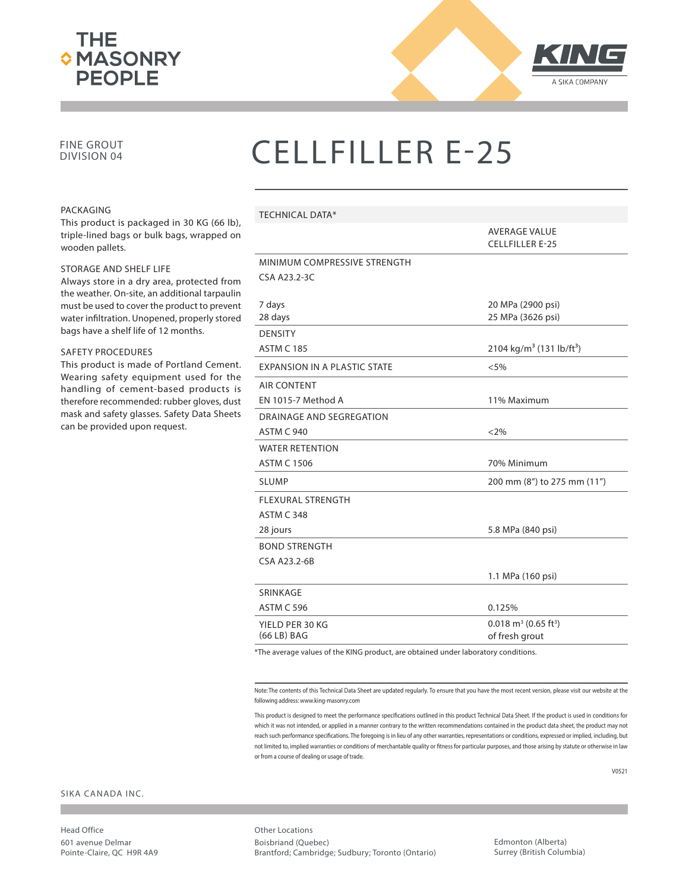THE MASONRY PEOPLE

KING
A SIKA COMPANY

FINE GROUT
DIVISION 04

# CELLFILLER E-25

## PACKAGING

This product is packaged in 30 KG (66 lb), triple-lined bags or bulk bags, wrapped on wooden pallets.

## STORAGE AND SHELF LIFE

Always store in a dry area, protected from the weather. On-site, an additional tarpaulin must be used to cover the product to prevent water infiltration. Unopened, properly stored bags have a shelf life of 12 months.

## SAFETY PROCEDURES

This product is made of Portland Cement. Wearing safety equipment used for the handling of cement-based products is therefore recommended: rubber gloves, dust mask and safety glasses. Safety Data Sheets can be provided upon request.

## TECHNICAL DATA*

| | AVERAGE VALUE CELLFILLER E-25 |
|---|---|
| MINIMUM COMPRESSIVE STRENGTH CSA A23.2-3C | |
| 7 days | 20 MPa (2900 psi) |
| 28 days | 25 MPa (3626 psi) |
| DENSITY ASTM C 185 | 2104 kg/m³ (131 lb/ft³) |
| EXPANSION IN A PLASTIC STATE | <5% |
| AIR CONTENT EN 1015-7 Method A | 11% Maximum |
| DRAINAGE AND SEGREGATION ASTM C 940 | <2% |
| WATER RETENTION ASTM C 1506 | 70% Minimum |
| SLUMP | 200 mm (8") to 275 mm (11") |
| FLEXURAL STRENGTH ASTM C 348 28 jours | 5.8 MPa (840 psi) |
| BOND STRENGTH CSA A23.2-6B | 1.1 MPa (160 psi) |
| SRINKAGE ASTM C 596 | 0.125% |
| YIELD PER 30 KG (66 LB) BAG | 0.018 m³ (0.65 ft³) of fresh grout |

*The average values of the KING product, are obtained under laboratory conditions.

Note: The contents of this Technical Data Sheet are updated regularly. To ensure that you have the most recent version, please visit our website at the following address: www.king-masonry.com

This product is designed to meet the performance specifications outlined in this product Technical Data Sheet. If the product is used in conditions for which it was not intended, or applied in a manner contrary to the written recommendations contained in the product data sheet, the product may not reach such performance specifications. The foregoing is in lieu of any other warranties, representations or conditions, expressed or implied, including, but not limited to, implied warranties or conditions of merchantable quality or fitness for particular purposes, and those arising by statute or otherwise in law or from a course of dealing or usage of trade.

V0521

SIKA CANADA INC.

Head Office
601 avenue Delmar
Pointe-Claire, QC H9R 4A9

Other Locations
Boisbriand (Quebec)
Brantford; Cambridge; Sudbury; Toronto (Ontario)
Edmonton (Alberta)
Surrey (British Columbia)